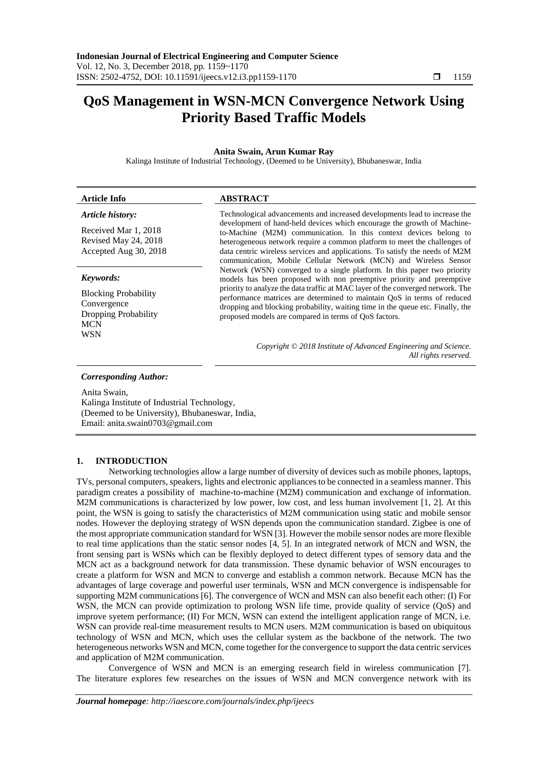# QoS Management in WSN-MCN Convergence Network Using Priority Based Traffic Models

**Anita Swain, Arun Kumar Ray**

Kalinga Institute of Industrial Technology, (Deemed to be University), Bhubaneswar, India

| **Article Info** | **ABSTRACT** |
|---|---|
| ***Article history:*** <br><br> Received Mar 1, 2018 <br> Revised May 24, 2018 <br> Accepted Aug 30, 2018 <br><br> ***Keywords:*** <br><br> Blocking Probability <br> Convergence <br> Dropping Probability <br> MCN <br> WSN | Technological advancements and increased developments lead to increase the development of hand-held devices which encourage the growth of Machine-to-Machine (M2M) communication. In this context devices belong to heterogeneous network require a common platform to meet the challenges of data centric wireless services and applications. To satisfy the needs of M2M communication, Mobile Cellular Network (MCN) and Wireless Sensor Network (WSN) converged to a single platform. In this paper two priority models has been proposed with non preemptive priority and preemptive priority to analyze the data traffic at MAC layer of the converged network. The performance matrices are determined to maintain QoS in terms of reduced dropping and blocking probability, waiting time in the queue etc. Finally, the proposed models are compared in terms of QoS factors. <br><br> *Copyright © 2018 Institute of Advanced Engineering and Science. All rights reserved.* |

***Corresponding Author:***

Anita Swain,
Kalinga Institute of Industrial Technology,
(Deemed to be University), Bhubaneswar, India,
Email: anita.swain0703@gmail.com

## 1. INTRODUCTION

Networking technologies allow a large number of diversity of devices such as mobile phones, laptops, TVs, personal computers, speakers, lights and electronic appliances to be connected in a seamless manner. This paradigm creates a possibility of machine-to-machine (M2M) communication and exchange of information. M2M communications is characterized by low power, low cost, and less human involvement [1, 2]. At this point, the WSN is going to satisfy the characteristics of M2M communication using static and mobile sensor nodes. However the deploying strategy of WSN depends upon the communication standard. Zigbee is one of the most appropriate communication standard for WSN [3]. However the mobile sensor nodes are more flexible to real time applications than the static sensor nodes [4, 5]. In an integrated network of MCN and WSN, the front sensing part is WSNs which can be flexibly deployed to detect different types of sensory data and the MCN act as a background network for data transmission. These dynamic behavior of WSN encourages to create a platform for WSN and MCN to converge and establish a common network. Because MCN has the advantages of large coverage and powerful user terminals, WSN and MCN convergence is indispensable for supporting M2M communications [6]. The convergence of WCN and MSN can also benefit each other: (I) For WSN, the MCN can provide optimization to prolong WSN life time, provide quality of service (QoS) and improve syetem performance; (II) For MCN, WSN can extend the intelligent application range of MCN, i.e. WSN can provide real-time measurement results to MCN users. M2M communication is based on ubiquitous technology of WSN and MCN, which uses the cellular system as the backbone of the network. The two heterogeneous networks WSN and MCN, come together for the convergence to support the data centric services and application of M2M communication.

Convergence of WSN and MCN is an emerging research field in wireless communication [7]. The literature explores few researches on the issues of WSN and MCN convergence network with its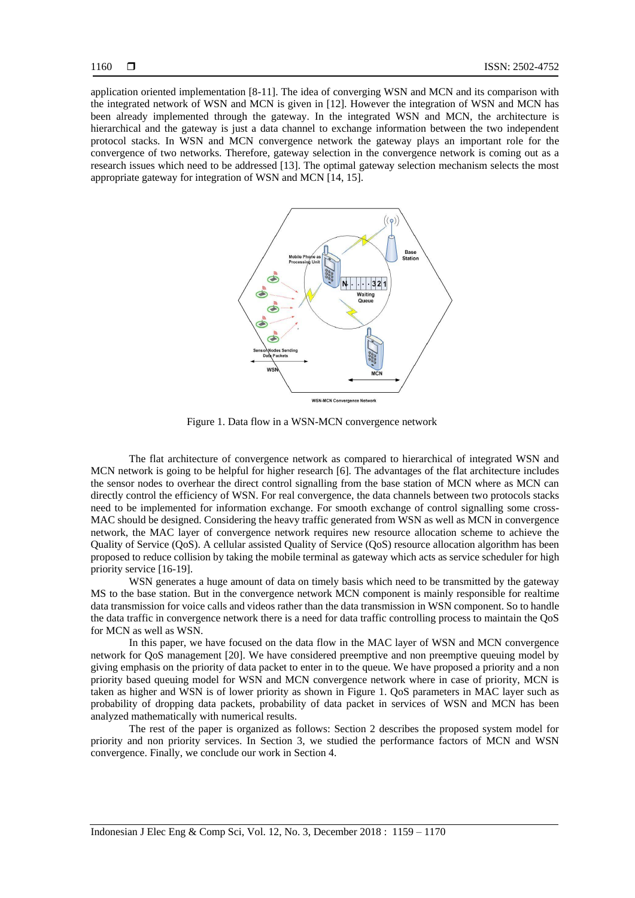application oriented implementation [8-11]. The idea of converging WSN and MCN and its comparison with the integrated network of WSN and MCN is given in [12]. However the integration of WSN and MCN has been already implemented through the gateway. In the integrated WSN and MCN, the architecture is hierarchical and the gateway is just a data channel to exchange information between the two independent protocol stacks. In WSN and MCN convergence network the gateway plays an important role for the convergence of two networks. Therefore, gateway selection in the convergence network is coming out as a research issues which need to be addressed [13]. The optimal gateway selection mechanism selects the most appropriate gateway for integration of WSN and MCN [14, 15].

Figure 1. Data flow in a WSN-MCN convergence network

The flat architecture of convergence network as compared to hierarchical of integrated WSN and MCN network is going to be helpful for higher research [6]. The advantages of the flat architecture includes the sensor nodes to overhear the direct control signalling from the base station of MCN where as MCN can directly control the efficiency of WSN. For real convergence, the data channels between two protocols stacks need to be implemented for information exchange. For smooth exchange of control signalling some cross-MAC should be designed. Considering the heavy traffic generated from WSN as well as MCN in convergence network, the MAC layer of convergence network requires new resource allocation scheme to achieve the Quality of Service (QoS). A cellular assisted Quality of Service (QoS) resource allocation algorithm has been proposed to reduce collision by taking the mobile terminal as gateway which acts as service scheduler for high priority service [16-19].

WSN generates a huge amount of data on timely basis which need to be transmitted by the gateway MS to the base station. But in the convergence network MCN component is mainly responsible for realtime data transmission for voice calls and videos rather than the data transmission in WSN component. So to handle the data traffic in convergence network there is a need for data traffic controlling process to maintain the QoS for MCN as well as WSN.

In this paper, we have focused on the data flow in the MAC layer of WSN and MCN convergence network for QoS management [20]. We have considered preemptive and non preemptive queuing model by giving emphasis on the priority of data packet to enter in to the queue. We have proposed a priority and a non priority based queuing model for WSN and MCN convergence network where in case of priority, MCN is taken as higher and WSN is of lower priority as shown in Figure 1. QoS parameters in MAC layer such as probability of dropping data packets, probability of data packet in services of WSN and MCN has been analyzed mathematically with numerical results.

The rest of the paper is organized as follows: Section 2 describes the proposed system model for priority and non priority services. In Section 3, we studied the performance factors of MCN and WSN convergence. Finally, we conclude our work in Section 4.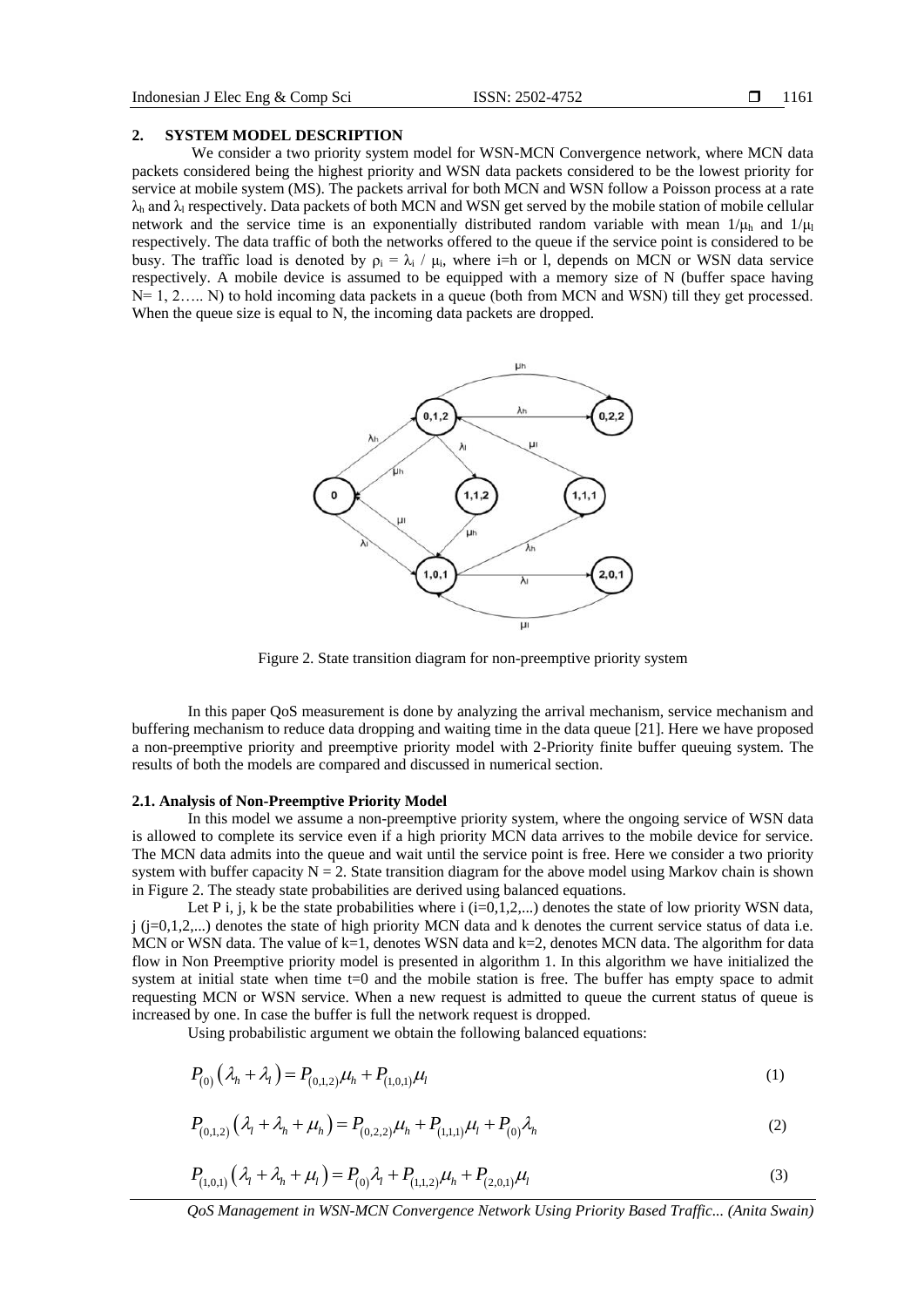## 2. SYSTEM MODEL DESCRIPTION

We consider a two priority system model for WSN-MCN Convergence network, where MCN data packets considered being the highest priority and WSN data packets considered to be the lowest priority for service at mobile system (MS). The packets arrival for both MCN and WSN follow a Poisson process at a rate $\lambda_h$ and $\lambda_l$ respectively. Data packets of both MCN and WSN get served by the mobile station of mobile cellular network and the service time is an exponentially distributed random variable with mean $1/\mu_h$ and $1/\mu_l$ respectively. The data traffic of both the networks offered to the queue if the service point is considered to be busy. The traffic load is denoted by $\rho_i = \lambda_i / \mu_i$, where i=h or l, depends on MCN or WSN data service respectively. A mobile device is assumed to be equipped with a memory size of N (buffer space having N= 1, 2….. N) to hold incoming data packets in a queue (both from MCN and WSN) till they get processed. When the queue size is equal to N, the incoming data packets are dropped.

Figure 2. State transition diagram for non-preemptive priority system

In this paper QoS measurement is done by analyzing the arrival mechanism, service mechanism and buffering mechanism to reduce data dropping and waiting time in the data queue [21]. Here we have proposed a non-preemptive priority and preemptive priority model with 2-Priority finite buffer queuing system. The results of both the models are compared and discussed in numerical section.

### 2.1. Analysis of Non-Preemptive Priority Model

In this model we assume a non-preemptive priority system, where the ongoing service of WSN data is allowed to complete its service even if a high priority MCN data arrives to the mobile device for service. The MCN data admits into the queue and wait until the service point is free. Here we consider a two priority system with buffer capacity N = 2. State transition diagram for the above model using Markov chain is shown in Figure 2. The steady state probabilities are derived using balanced equations.

Let P i, j, k be the state probabilities where i (i=0,1,2,...) denotes the state of low priority WSN data, j (j=0,1,2,...) denotes the state of high priority MCN data and k denotes the current service status of data i.e. MCN or WSN data. The value of k=1, denotes WSN data and k=2, denotes MCN data. The algorithm for data flow in Non Preemptive priority model is presented in algorithm 1. In this algorithm we have initialized the system at initial state when time t=0 and the mobile station is free. The buffer has empty space to admit requesting MCN or WSN service. When a new request is admitted to queue the current status of queue is increased by one. In case the buffer is full the network request is dropped.

Using probabilistic argument we obtain the following balanced equations:

$$P_{(0)}\left(\lambda_h + \lambda_l\right) = P_{(0,1,2)}\mu_h + P_{(1,0,1)}\mu_l \tag{1}$$

$$P_{(0,1,2)}\left(\lambda_l + \lambda_h + \mu_h\right) = P_{(0,2,2)}\mu_h + P_{(1,1,1)}\mu_l + P_{(0)}\lambda_h \tag{2}$$

$$P_{(1,0,1)}\left(\lambda_l + \lambda_h + \mu_l\right) = P_{(0)}\lambda_l + P_{(1,1,2)}\mu_h + P_{(2,0,1)}\mu_l \tag{3}$$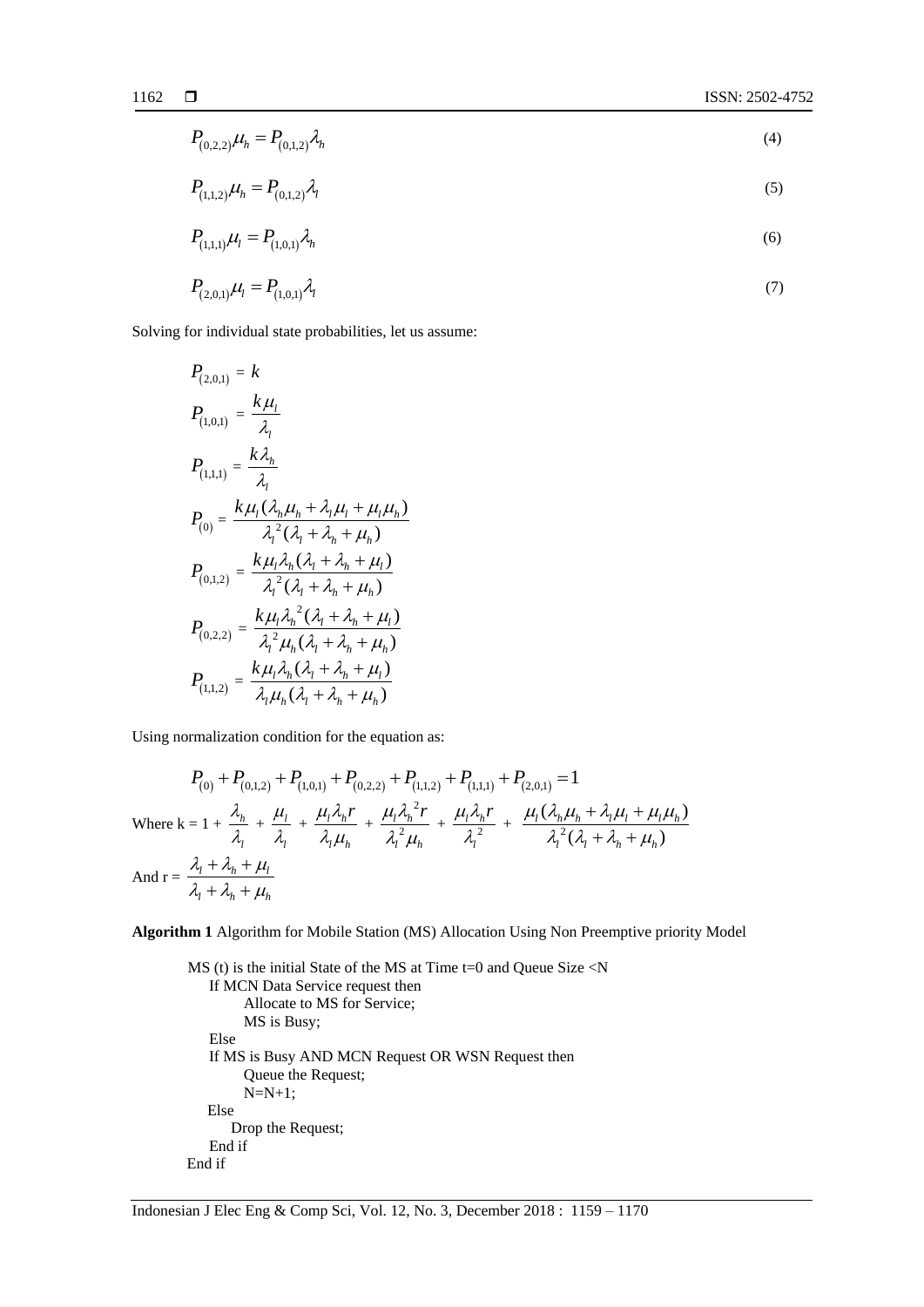$$P_{(0,2,2)}\mu_h = P_{(0,1,2)}\lambda_h \tag{4}$$

$$P_{(1,1,2)}\mu_h = P_{(0,1,2)}\lambda_l \tag{5}$$

$$P_{(1,1,1)}\mu_l = P_{(1,0,1)}\lambda_h \tag{6}$$

$$P_{(2,0,1)}\mu_l = P_{(1,0,1)}\lambda_l \tag{7}$$

Solving for individual state probabilities, let us assume:

$$P_{(2,0,1)} = k$$

$$P_{(1,0,1)} = \frac{k\mu_l}{\lambda_l}$$

$$P_{(1,1,1)} = \frac{k\lambda_h}{\lambda_l}$$

$$P_{(0)} = \frac{k\mu_l(\lambda_h\mu_h + \lambda_l\mu_l + \mu_l\mu_h)}{\lambda_l^2(\lambda_l + \lambda_h + \mu_h)}$$

$$P_{(0,1,2)} = \frac{k\mu_l\lambda_h(\lambda_l + \lambda_h + \mu_l)}{\lambda_l^2(\lambda_l + \lambda_h + \mu_h)}$$

$$P_{(0,2,2)} = \frac{k\mu_l\lambda_h^2(\lambda_l + \lambda_h + \mu_l)}{\lambda_l^2\mu_h(\lambda_l + \lambda_h + \mu_h)}$$

$$P_{(1,1,2)} = \frac{k\mu_l\lambda_h(\lambda_l + \lambda_h + \mu_l)}{\lambda_l\mu_h(\lambda_l + \lambda_h + \mu_h)}$$

Using normalization condition for the equation as:

$$P_{(0)} + P_{(0,1,2)} + P_{(1,0,1)} + P_{(0,2,2)} + P_{(1,1,2)} + P_{(1,1,1)} + P_{(2,0,1)} = 1$$

Where $k = 1 + \frac{\lambda_h}{\lambda_l} + \frac{\mu_l}{\lambda_l} + \frac{\mu_l\lambda_h r}{\lambda_l\mu_h} + \frac{\mu_l\lambda_h^2 r}{\lambda_l^2\mu_h} + \frac{\mu_l\lambda_h r}{\lambda_l^2} + \frac{\mu_l(\lambda_h\mu_h + \lambda_l\mu_l + \mu_l\mu_h)}{\lambda_l^2(\lambda_l + \lambda_h + \mu_h)}$

And $r = \frac{\lambda_l + \lambda_h + \mu_l}{\lambda_l + \lambda_h + \mu_h}$

**Algorithm 1** Algorithm for Mobile Station (MS) Allocation Using Non Preemptive priority Model

```
MS (t) is the initial State of the MS at Time t=0 and Queue Size <N
    If MCN Data Service request then
          Allocate to MS for Service;
          MS is Busy;
    Else
    If MS is Busy AND MCN Request OR WSN Request then
          Queue the Request;
          N=N+1;
    Else
        Drop the Request;
    End if
End if
```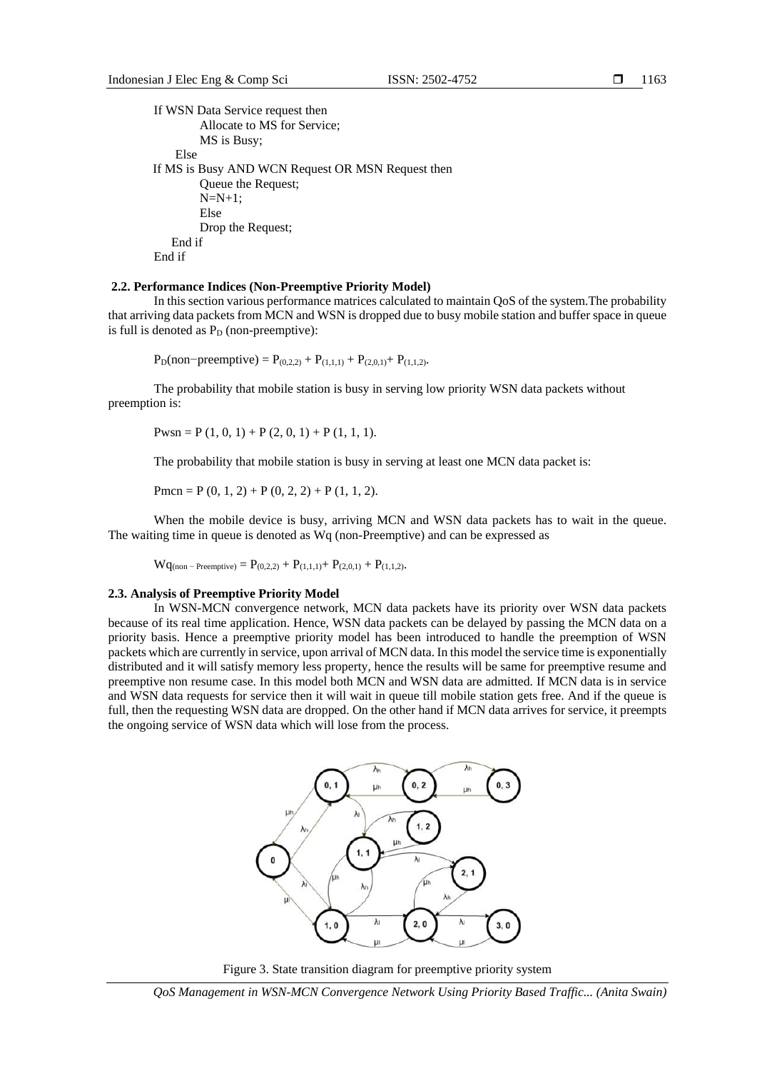```
If WSN Data Service request then
        Allocate to MS for Service;
        MS is Busy;
    Else
If MS is Busy AND WCN Request OR MSN Request then
        Queue the Request;
        N=N+1;
        Else
        Drop the Request;
    End if
End if
```

### 2.2. Performance Indices (Non-Preemptive Priority Model)

In this section various performance matrices calculated to maintain QoS of the system.The probability that arriving data packets from MCN and WSN is dropped due to busy mobile station and buffer space in queue is full is denoted as $P_D$ (non-preemptive):

$$P_D(\text{non-preemptive}) = P_{(0,2,2)} + P_{(1,1,1)} + P_{(2,0,1)} + P_{(1,1,2)}.$$

The probability that mobile station is busy in serving low priority WSN data packets without preemption is:

$$Pwsn = P(1, 0, 1) + P(2, 0, 1) + P(1, 1, 1).$$

The probability that mobile station is busy in serving at least one MCN data packet is:

$$Pmcn = P(0, 1, 2) + P(0, 2, 2) + P(1, 1, 2).$$

When the mobile device is busy, arriving MCN and WSN data packets has to wait in the queue. The waiting time in queue is denoted as Wq (non-Preemptive) and can be expressed as

$$Wq_{(\text{non-Preemptive})} = P_{(0,2,2)} + P_{(1,1,1)} + P_{(2,0,1)} + P_{(1,1,2)}.$$

### 2.3. Analysis of Preemptive Priority Model

In WSN-MCN convergence network, MCN data packets have its priority over WSN data packets because of its real time application. Hence, WSN data packets can be delayed by passing the MCN data on a priority basis. Hence a preemptive priority model has been introduced to handle the preemption of WSN packets which are currently in service, upon arrival of MCN data. In this model the service time is exponentially distributed and it will satisfy memory less property, hence the results will be same for preemptive resume and preemptive non resume case. In this model both MCN and WSN data are admitted. If MCN data is in service and WSN data requests for service then it will wait in queue till mobile station gets free. And if the queue is full, then the requesting WSN data are dropped. On the other hand if MCN data arrives for service, it preempts the ongoing service of WSN data which will lose from the process.

Figure 3. State transition diagram for preemptive priority system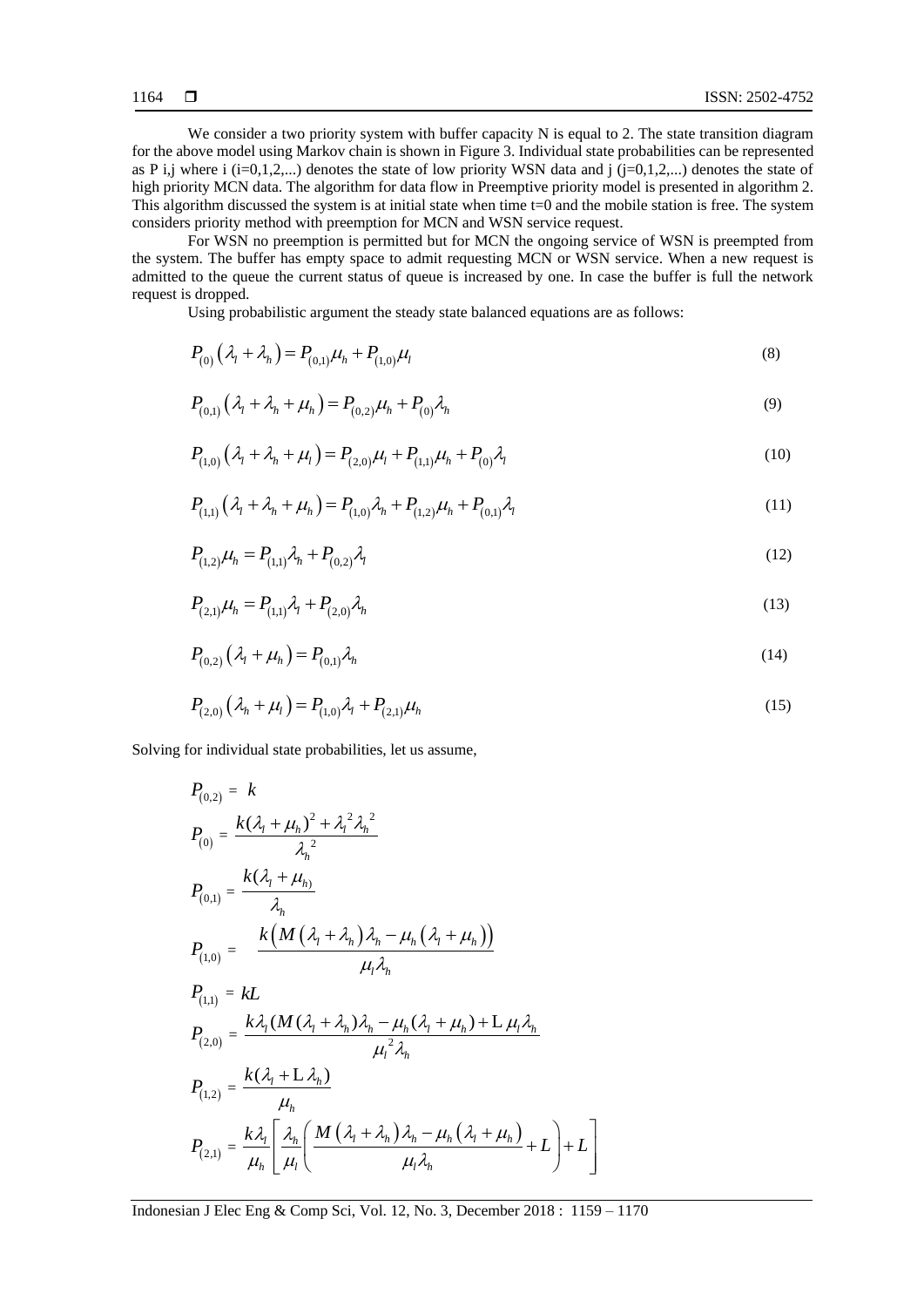We consider a two priority system with buffer capacity N is equal to 2. The state transition diagram for the above model using Markov chain is shown in Figure 3. Individual state probabilities can be represented as P i,j where i (i=0,1,2,...) denotes the state of low priority WSN data and j (j=0,1,2,...) denotes the state of high priority MCN data. The algorithm for data flow in Preemptive priority model is presented in algorithm 2. This algorithm discussed the system is at initial state when time t=0 and the mobile station is free. The system considers priority method with preemption for MCN and WSN service request.

For WSN no preemption is permitted but for MCN the ongoing service of WSN is preempted from the system. The buffer has empty space to admit requesting MCN or WSN service. When a new request is admitted to the queue the current status of queue is increased by one. In case the buffer is full the network request is dropped.

Using probabilistic argument the steady state balanced equations are as follows:

$$P_{(0)}\left(\lambda_l + \lambda_h\right) = P_{(0,1)}\mu_h + P_{(1,0)}\mu_l \tag{8}$$

$$P_{(0,1)}\left(\lambda_l + \lambda_h + \mu_h\right) = P_{(0,2)}\mu_h + P_{(0)}\lambda_h \tag{9}$$

$$P_{(1,0)}\left(\lambda_l + \lambda_h + \mu_l\right) = P_{(2,0)}\mu_l + P_{(1,1)}\mu_h + P_{(0)}\lambda_l \tag{10}$$

$$P_{(1,1)}\left(\lambda_l + \lambda_h + \mu_h\right) = P_{(1,0)}\lambda_h + P_{(1,2)}\mu_h + P_{(0,1)}\lambda_l \tag{11}$$

$$P_{(1,2)}\mu_h = P_{(1,1)}\lambda_h + P_{(0,2)}\lambda_l \tag{12}$$

$$P_{(2,1)}\mu_h = P_{(1,1)}\lambda_l + P_{(2,0)}\lambda_h \tag{13}$$

$$P_{(0,2)}\left(\lambda_l + \mu_h\right) = P_{(0,1)}\lambda_h \tag{14}$$

$$P_{(2,0)}\left(\lambda_h + \mu_l\right) = P_{(1,0)}\lambda_l + P_{(2,1)}\mu_h \tag{15}$$

Solving for individual state probabilities, let us assume,

$$P_{(0,2)} = k$$

$$P_{(0)} = \frac{k(\lambda_l + \mu_h)^2 + \lambda_l^{\,2}\lambda_h^{\,2}}{\lambda_h^{\,2}}$$

$$P_{(0,1)} = \frac{k(\lambda_l + \mu_{h)}}{\lambda_h}$$

$$P_{(1,0)} = \frac{k\left(M\left(\lambda_l + \lambda_h\right)\lambda_h - \mu_h\left(\lambda_l + \mu_h\right)\right)}{\mu_l\lambda_h}$$

$$P_{(1,1)} = kL$$

$$P_{(2,0)} = \frac{k\lambda_l(M(\lambda_l + \lambda_h)\lambda_h - \mu_h(\lambda_l + \mu_h) + \mathrm{L}\,\mu_l\lambda_h}{\mu_l^{\,2}\lambda_h}$$

$$P_{(1,2)} = \frac{k(\lambda_l + \mathrm{L}\,\lambda_h)}{\mu_h}$$

$$P_{(2,1)} = \frac{k\lambda_l}{\mu_h}\left[\frac{\lambda_h}{\mu_l}\left(\frac{M\left(\lambda_l + \lambda_h\right)\lambda_h - \mu_h\left(\lambda_l + \mu_h\right)}{\mu_l\lambda_h} + L\right) + L\right]$$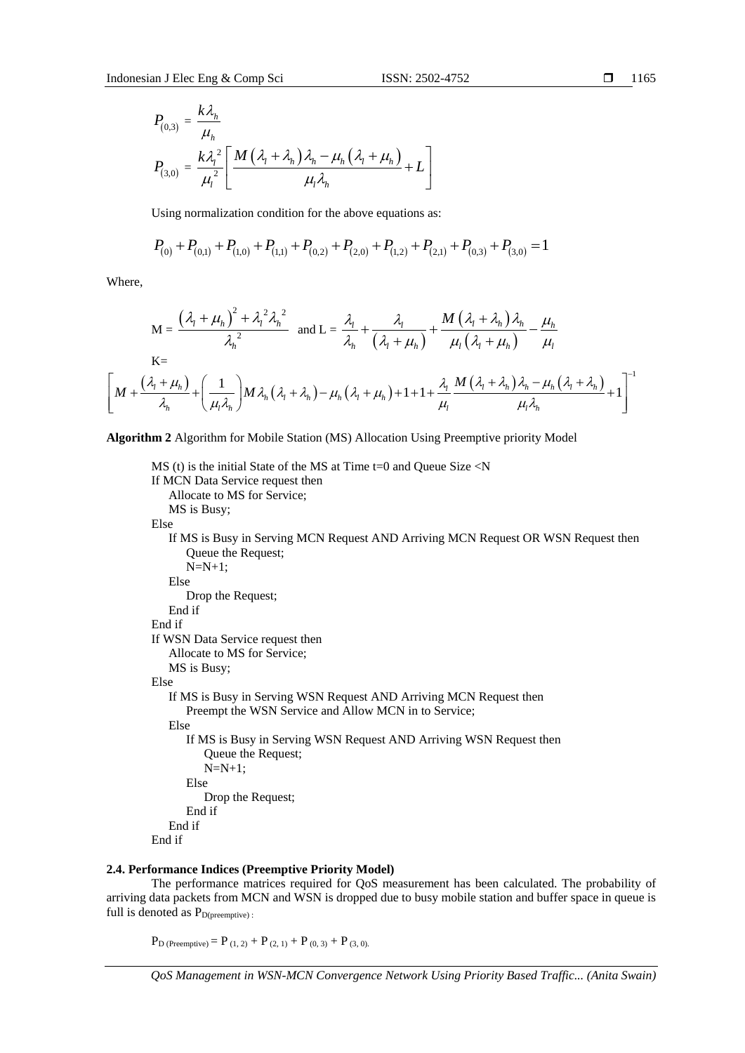$$P_{(0,3)} = \frac{k\lambda_h}{\mu_h}$$

$$P_{(3,0)} = \frac{k\lambda_l^2}{\mu_l^2}\left[\frac{M(\lambda_l+\lambda_h)\lambda_h - \mu_h(\lambda_l+\mu_h)}{\mu_l\lambda_h} + L\right]$$

Using normalization condition for the above equations as:

$$P_{(0)} + P_{(0,1)} + P_{(1,0)} + P_{(1,1)} + P_{(0,2)} + P_{(2,0)} + P_{(1,2)} + P_{(2,1)} + P_{(0,3)} + P_{(3,0)} = 1$$

Where,

$$\text{M} = \frac{(\lambda_l+\mu_h)^2 + \lambda_l^2\lambda_h^2}{\lambda_h^2} \quad \text{and L} = \frac{\lambda_l}{\lambda_h} + \frac{\lambda_l}{(\lambda_l+\mu_h)} + \frac{M(\lambda_l+\lambda_h)\lambda_h}{\mu_l(\lambda_l+\mu_h)} - \frac{\mu_h}{\mu_l}$$

K=

$$\left[M + \frac{(\lambda_l+\mu_h)}{\lambda_h} + \left(\frac{1}{\mu_l\lambda_h}\right)M\lambda_h(\lambda_l+\lambda_h) - \mu_h(\lambda_l+\mu_h) + 1 + 1 + \frac{\lambda_l}{\mu_l}\frac{M(\lambda_l+\lambda_h)\lambda_h - \mu_h(\lambda_l+\lambda_h)}{\mu_l\lambda_h} + 1\right]^{-1}$$

**Algorithm 2** Algorithm for Mobile Station (MS) Allocation Using Preemptive priority Model

```
MS (t) is the initial State of the MS at Time t=0 and Queue Size <N
If MCN Data Service request then
    Allocate to MS for Service;
    MS is Busy;
Else
    If MS is Busy in Serving MCN Request AND Arriving MCN Request OR WSN Request then
        Queue the Request;
        N=N+1;
    Else
        Drop the Request;
    End if
End if
If WSN Data Service request then
    Allocate to MS for Service;
    MS is Busy;
Else
    If MS is Busy in Serving WSN Request AND Arriving MCN Request then
        Preempt the WSN Service and Allow MCN in to Service;
    Else
        If MS is Busy in Serving WSN Request AND Arriving WSN Request then
            Queue the Request;
            N=N+1;
        Else
            Drop the Request;
        End if
    End if
End if
```

### 2.4. Performance Indices (Preemptive Priority Model)

The performance matrices required for QoS measurement has been calculated. The probability of arriving data packets from MCN and WSN is dropped due to busy mobile station and buffer space in queue is full is denoted as $P_{D(preemptive)}$ :

$$P_{D\,(Preemptive)} = P_{(1,2)} + P_{(2,1)} + P_{(0,3)} + P_{(3,0)}.$$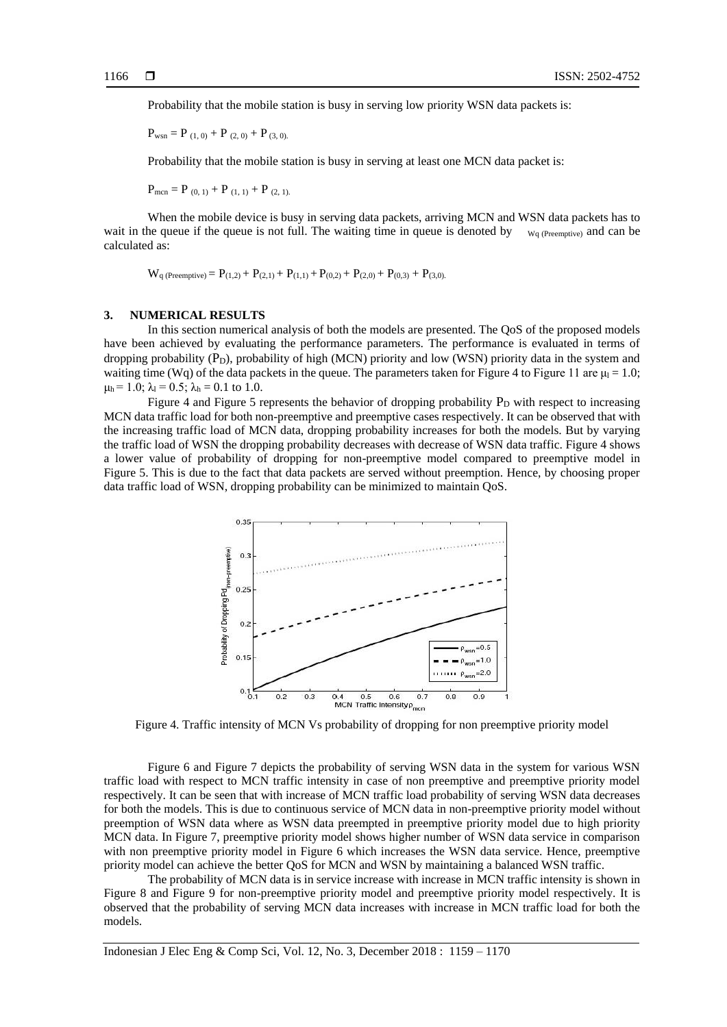Probability that the mobile station is busy in serving low priority WSN data packets is:

$P_{wsn} = P_{(1,0)} + P_{(2,0)} + P_{(3,0)}$.

Probability that the mobile station is busy in serving at least one MCN data packet is:

$P_{mcn} = P_{(0,1)} + P_{(1,1)} + P_{(2,1)}$.

When the mobile device is busy in serving data packets, arriving MCN and WSN data packets has to wait in the queue if the queue is not full. The waiting time in queue is denoted by $_{Wq\ (Preemptive)}$ and can be calculated as:

$$W_{q\ (Preemptive)} = P_{(1,2)} + P_{(2,1)} + P_{(1,1)} + P_{(0,2)} + P_{(2,0)} + P_{(0,3)} + P_{(3,0)}.$$

## 3. NUMERICAL RESULTS

In this section numerical analysis of both the models are presented. The QoS of the proposed models have been achieved by evaluating the performance parameters. The performance is evaluated in terms of dropping probability ($P_D$), probability of high (MCN) priority and low (WSN) priority data in the system and waiting time (Wq) of the data packets in the queue. The parameters taken for Figure 4 to Figure 11 are $\mu_l = 1.0$; $\mu_h = 1.0$; $\lambda_l = 0.5$; $\lambda_h = 0.1$ to 1.0.

Figure 4 and Figure 5 represents the behavior of dropping probability $P_D$ with respect to increasing MCN data traffic load for both non-preemptive and preemptive cases respectively. It can be observed that with the increasing traffic load of MCN data, dropping probability increases for both the models. But by varying the traffic load of WSN the dropping probability decreases with decrease of WSN data traffic. Figure 4 shows a lower value of probability of dropping for non-preemptive model compared to preemptive model in Figure 5. This is due to the fact that data packets are served without preemption. Hence, by choosing proper data traffic load of WSN, dropping probability can be minimized to maintain QoS.

Figure 4. Traffic intensity of MCN Vs probability of dropping for non preemptive priority model

Figure 6 and Figure 7 depicts the probability of serving WSN data in the system for various WSN traffic load with respect to MCN traffic intensity in case of non preemptive and preemptive priority model respectively. It can be seen that with increase of MCN traffic load probability of serving WSN data decreases for both the models. This is due to continuous service of MCN data in non-preemptive priority model without preemption of WSN data where as WSN data preempted in preemptive priority model due to high priority MCN data. In Figure 7, preemptive priority model shows higher number of WSN data service in comparison with non preemptive priority model in Figure 6 which increases the WSN data service. Hence, preemptive priority model can achieve the better QoS for MCN and WSN by maintaining a balanced WSN traffic.

The probability of MCN data is in service increase with increase in MCN traffic intensity is shown in Figure 8 and Figure 9 for non-preemptive priority model and preemptive priority model respectively. It is observed that the probability of serving MCN data increases with increase in MCN traffic load for both the models.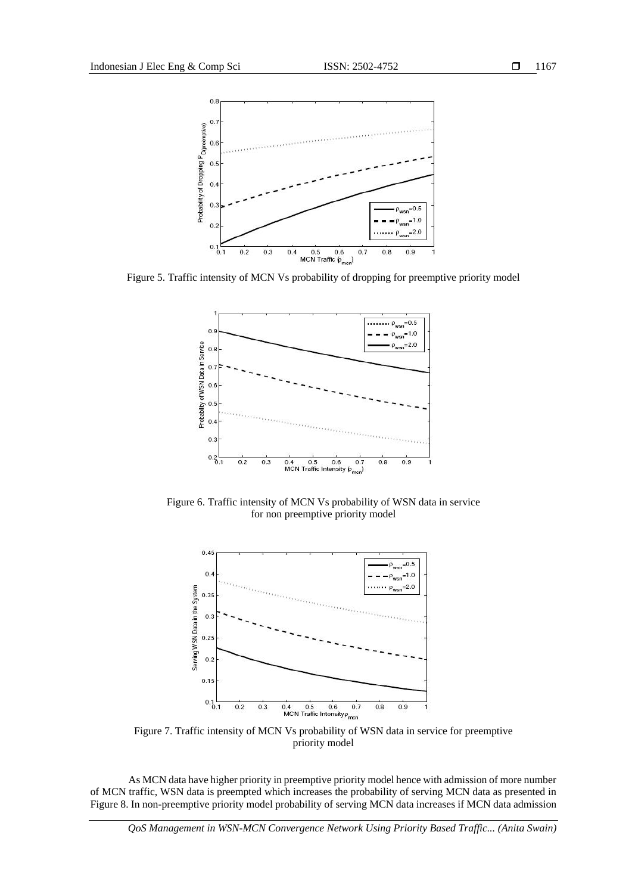Figure 5. Traffic intensity of MCN Vs probability of dropping for preemptive priority model

Figure 6. Traffic intensity of MCN Vs probability of WSN data in service for non preemptive priority model

Figure 7. Traffic intensity of MCN Vs probability of WSN data in service for preemptive priority model

As MCN data have higher priority in preemptive priority model hence with admission of more number of MCN traffic, WSN data is preempted which increases the probability of serving MCN data as presented in Figure 8. In non-preemptive priority model probability of serving MCN data increases if MCN data admission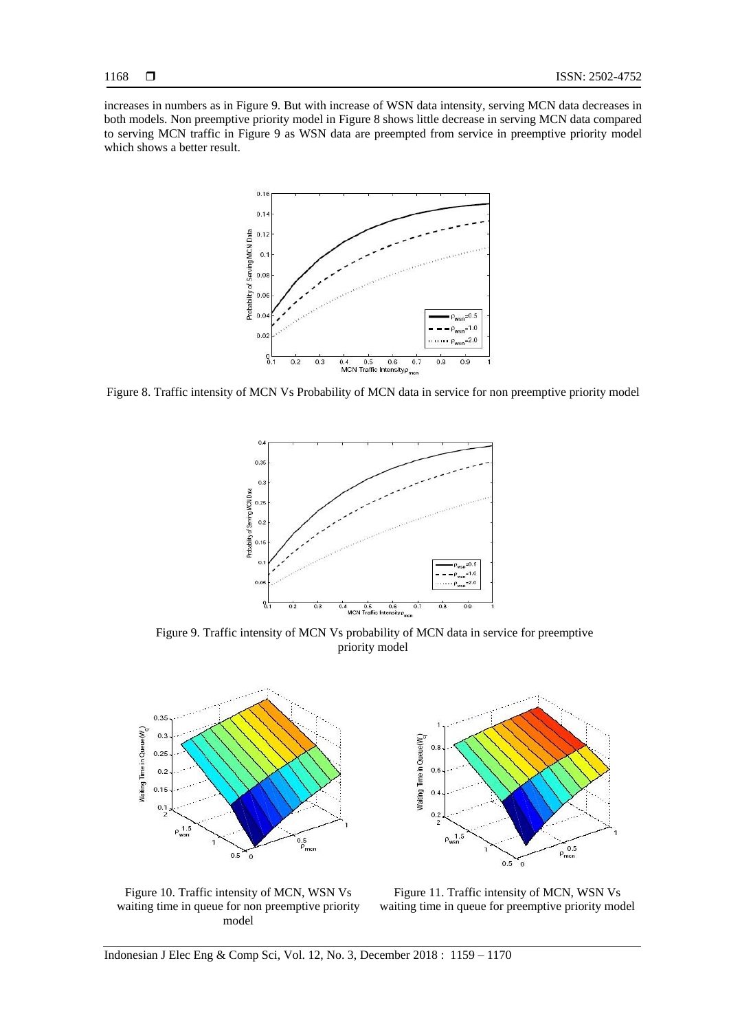increases in numbers as in Figure 9. But with increase of WSN data intensity, serving MCN data decreases in both models. Non preemptive priority model in Figure 8 shows little decrease in serving MCN data compared to serving MCN traffic in Figure 9 as WSN data are preempted from service in preemptive priority model which shows a better result.

Figure 8. Traffic intensity of MCN Vs Probability of MCN data in service for non preemptive priority model

Figure 9. Traffic intensity of MCN Vs probability of MCN data in service for preemptive priority model

Figure 10. Traffic intensity of MCN, WSN Vs waiting time in queue for non preemptive priority model

Figure 11. Traffic intensity of MCN, WSN Vs waiting time in queue for preemptive priority model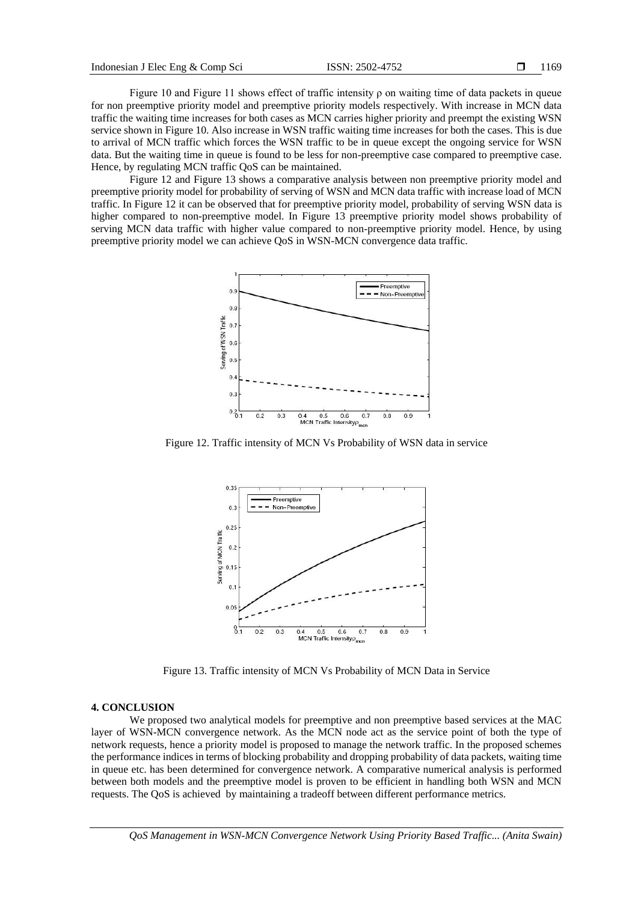Figure 10 and Figure 11 shows effect of traffic intensity ρ on waiting time of data packets in queue for non preemptive priority model and preemptive priority models respectively. With increase in MCN data traffic the waiting time increases for both cases as MCN carries higher priority and preempt the existing WSN service shown in Figure 10. Also increase in WSN traffic waiting time increases for both the cases. This is due to arrival of MCN traffic which forces the WSN traffic to be in queue except the ongoing service for WSN data. But the waiting time in queue is found to be less for non-preemptive case compared to preemptive case. Hence, by regulating MCN traffic QoS can be maintained.

Figure 12 and Figure 13 shows a comparative analysis between non preemptive priority model and preemptive priority model for probability of serving of WSN and MCN data traffic with increase load of MCN traffic. In Figure 12 it can be observed that for preemptive priority model, probability of serving WSN data is higher compared to non-preemptive model. In Figure 13 preemptive priority model shows probability of serving MCN data traffic with higher value compared to non-preemptive priority model. Hence, by using preemptive priority model we can achieve QoS in WSN-MCN convergence data traffic.

Figure 12. Traffic intensity of MCN Vs Probability of WSN data in service

Figure 13. Traffic intensity of MCN Vs Probability of MCN Data in Service

## 4. CONCLUSION

We proposed two analytical models for preemptive and non preemptive based services at the MAC layer of WSN-MCN convergence network. As the MCN node act as the service point of both the type of network requests, hence a priority model is proposed to manage the network traffic. In the proposed schemes the performance indices in terms of blocking probability and dropping probability of data packets, waiting time in queue etc. has been determined for convergence network. A comparative numerical analysis is performed between both models and the preemptive model is proven to be efficient in handling both WSN and MCN requests. The QoS is achieved by maintaining a tradeoff between different performance metrics.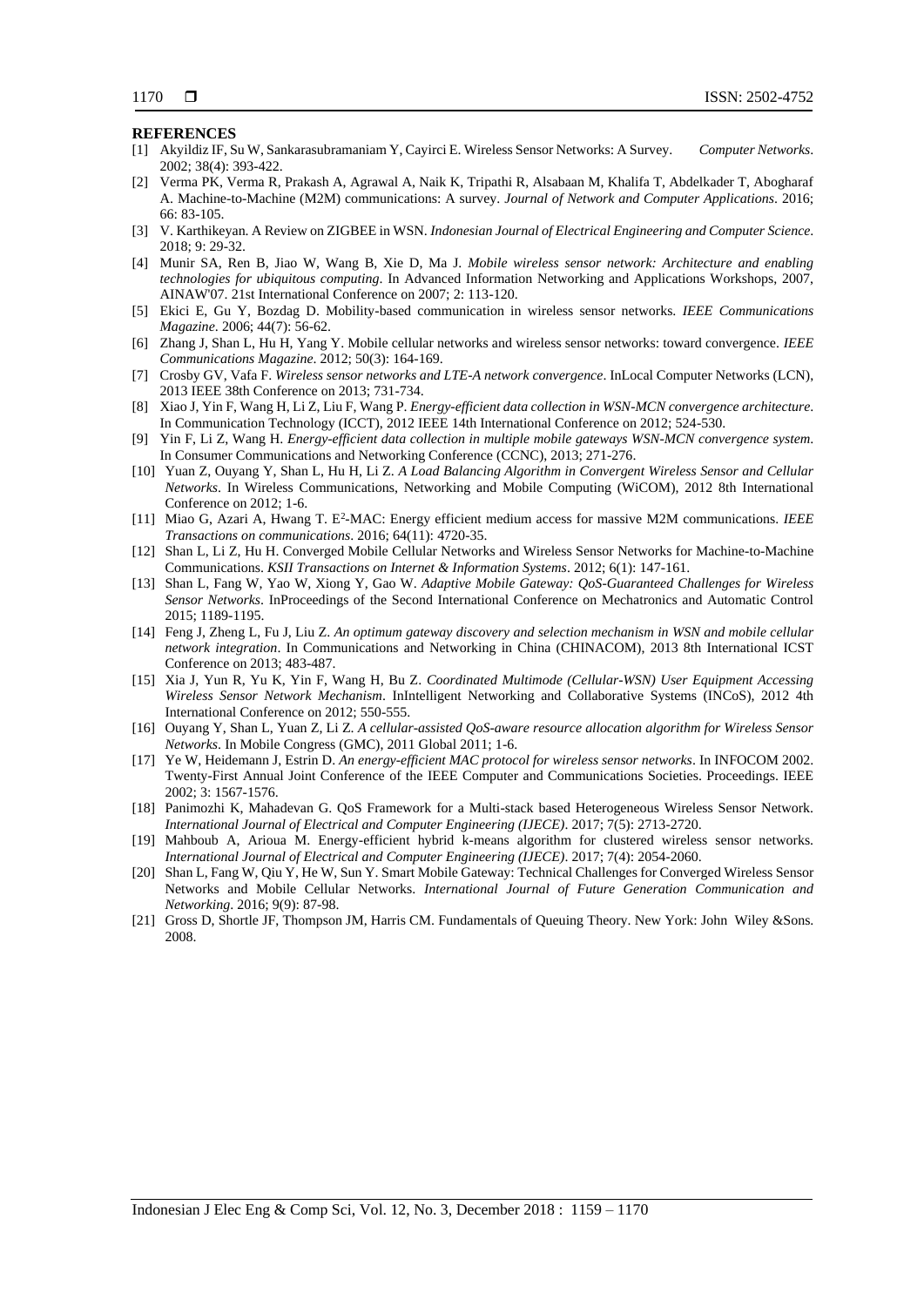**REFERENCES**

[1] Akyildiz IF, Su W, Sankarasubramaniam Y, Cayirci E. Wireless Sensor Networks: A Survey. *Computer Networks*. 2002; 38(4): 393-422.

[2] Verma PK, Verma R, Prakash A, Agrawal A, Naik K, Tripathi R, Alsabaan M, Khalifa T, Abdelkader T, Abogharaf A. Machine-to-Machine (M2M) communications: A survey. *Journal of Network and Computer Applications*. 2016; 66: 83-105.

[3] V. Karthikeyan. A Review on ZIGBEE in WSN. *Indonesian Journal of Electrical Engineering and Computer Science*. 2018; 9: 29-32.

[4] Munir SA, Ren B, Jiao W, Wang B, Xie D, Ma J. *Mobile wireless sensor network: Architecture and enabling technologies for ubiquitous computing*. In Advanced Information Networking and Applications Workshops, 2007, AINAW'07. 21st International Conference on 2007; 2: 113-120.

[5] Ekici E, Gu Y, Bozdag D. Mobility-based communication in wireless sensor networks. *IEEE Communications Magazine*. 2006; 44(7): 56-62.

[6] Zhang J, Shan L, Hu H, Yang Y. Mobile cellular networks and wireless sensor networks: toward convergence. *IEEE Communications Magazine*. 2012; 50(3): 164-169.

[7] Crosby GV, Vafa F. *Wireless sensor networks and LTE-A network convergence*. InLocal Computer Networks (LCN), 2013 IEEE 38th Conference on 2013; 731-734.

[8] Xiao J, Yin F, Wang H, Li Z, Liu F, Wang P. *Energy-efficient data collection in WSN-MCN convergence architecture*. In Communication Technology (ICCT), 2012 IEEE 14th International Conference on 2012; 524-530.

[9] Yin F, Li Z, Wang H. *Energy-efficient data collection in multiple mobile gateways WSN-MCN convergence system*. In Consumer Communications and Networking Conference (CCNC), 2013; 271-276.

[10] Yuan Z, Ouyang Y, Shan L, Hu H, Li Z. *A Load Balancing Algorithm in Convergent Wireless Sensor and Cellular Networks*. In Wireless Communications, Networking and Mobile Computing (WiCOM), 2012 8th International Conference on 2012; 1-6.

[11] Miao G, Azari A, Hwang T. E$^2$-MAC: Energy efficient medium access for massive M2M communications. *IEEE Transactions on communications*. 2016; 64(11): 4720-35.

[12] Shan L, Li Z, Hu H. Converged Mobile Cellular Networks and Wireless Sensor Networks for Machine-to-Machine Communications. *KSII Transactions on Internet & Information Systems*. 2012; 6(1): 147-161.

[13] Shan L, Fang W, Yao W, Xiong Y, Gao W. *Adaptive Mobile Gateway: QoS-Guaranteed Challenges for Wireless Sensor Networks*. InProceedings of the Second International Conference on Mechatronics and Automatic Control 2015; 1189-1195.

[14] Feng J, Zheng L, Fu J, Liu Z. *An optimum gateway discovery and selection mechanism in WSN and mobile cellular network integration*. In Communications and Networking in China (CHINACOM), 2013 8th International ICST Conference on 2013; 483-487.

[15] Xia J, Yun R, Yu K, Yin F, Wang H, Bu Z. *Coordinated Multimode (Cellular-WSN) User Equipment Accessing Wireless Sensor Network Mechanism*. InIntelligent Networking and Collaborative Systems (INCoS), 2012 4th International Conference on 2012; 550-555.

[16] Ouyang Y, Shan L, Yuan Z, Li Z. *A cellular-assisted QoS-aware resource allocation algorithm for Wireless Sensor Networks*. In Mobile Congress (GMC), 2011 Global 2011; 1-6.

[17] Ye W, Heidemann J, Estrin D. *An energy-efficient MAC protocol for wireless sensor networks*. In INFOCOM 2002. Twenty-First Annual Joint Conference of the IEEE Computer and Communications Societies. Proceedings. IEEE 2002; 3: 1567-1576.

[18] Panimozhi K, Mahadevan G. QoS Framework for a Multi-stack based Heterogeneous Wireless Sensor Network. *International Journal of Electrical and Computer Engineering (IJECE)*. 2017; 7(5): 2713-2720.

[19] Mahboub A, Arioua M. Energy-efficient hybrid k-means algorithm for clustered wireless sensor networks. *International Journal of Electrical and Computer Engineering (IJECE)*. 2017; 7(4): 2054-2060.

[20] Shan L, Fang W, Qiu Y, He W, Sun Y. Smart Mobile Gateway: Technical Challenges for Converged Wireless Sensor Networks and Mobile Cellular Networks. *International Journal of Future Generation Communication and Networking*. 2016; 9(9): 87-98.

[21] Gross D, Shortle JF, Thompson JM, Harris CM. Fundamentals of Queuing Theory. New York: John Wiley &Sons. 2008.